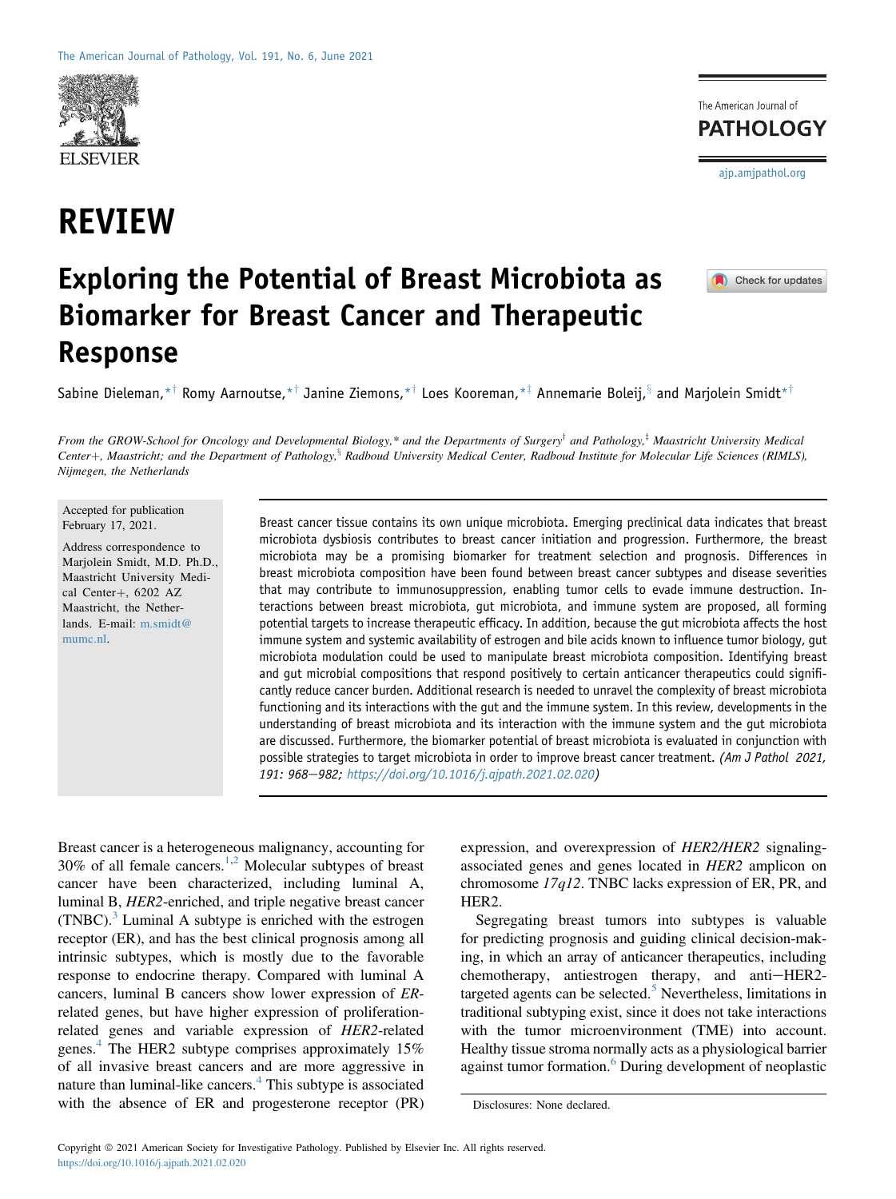# REVIEW

# Exploring the Potential of Breast Microbiota as Biomarker for Breast Cancer and Therapeutic Response

Sabine Dieleman,[*†] Romy Aarnoutse,[*†] Janine Ziemons,[*†] Loes Kooreman,[*‡] Annemarie Boleij,[§] and Marjolein Smidt[*†]

*From the GROW-School for Oncology and Developmental Biology,\* and the Departments of Surgery† and Pathology,‡ Maastricht University Medical Center+, Maastricht; and the Department of Pathology,§ Radboud University Medical Center, Radboud Institute for Molecular Life Sciences (RIMLS), Nijmegen, the Netherlands*

Accepted for publication February 17, 2021.

Address correspondence to Marjolein Smidt, M.D. Ph.D., Maastricht University Medical Center+, 6202 AZ Maastricht, the Netherlands. E-mail: m.smidt@mumc.nl.

Breast cancer tissue contains its own unique microbiota. Emerging preclinical data indicates that breast microbiota dysbiosis contributes to breast cancer initiation and progression. Furthermore, the breast microbiota may be a promising biomarker for treatment selection and prognosis. Differences in breast microbiota composition have been found between breast cancer subtypes and disease severities that may contribute to immunosuppression, enabling tumor cells to evade immune destruction. Interactions between breast microbiota, gut microbiota, and immune system are proposed, all forming potential targets to increase therapeutic efficacy. In addition, because the gut microbiota affects the host immune system and systemic availability of estrogen and bile acids known to influence tumor biology, gut microbiota modulation could be used to manipulate breast microbiota composition. Identifying breast and gut microbial compositions that respond positively to certain anticancer therapeutics could significantly reduce cancer burden. Additional research is needed to unravel the complexity of breast microbiota functioning and its interactions with the gut and the immune system. In this review, developments in the understanding of breast microbiota and its interaction with the immune system and the gut microbiota are discussed. Furthermore, the biomarker potential of breast microbiota is evaluated in conjunction with possible strategies to target microbiota in order to improve breast cancer treatment. *(Am J Pathol 2021, 191: 968–982; https://doi.org/10.1016/j.ajpath.2021.02.020)*

Breast cancer is a heterogeneous malignancy, accounting for 30% of all female cancers.[1,2] Molecular subtypes of breast cancer have been characterized, including luminal A, luminal B, *HER2*-enriched, and triple negative breast cancer (TNBC).[3] Luminal A subtype is enriched with the estrogen receptor (ER), and has the best clinical prognosis among all intrinsic subtypes, which is mostly due to the favorable response to endocrine therapy. Compared with luminal A cancers, luminal B cancers show lower expression of *ER*-related genes, but have higher expression of proliferation-related genes and variable expression of *HER2*-related genes.[4] The HER2 subtype comprises approximately 15% of all invasive breast cancers and are more aggressive in nature than luminal-like cancers.[4] This subtype is associated with the absence of ER and progesterone receptor (PR) expression, and overexpression of *HER2/HER2* signaling-associated genes and genes located in *HER2* amplicon on chromosome *17q12*. TNBC lacks expression of ER, PR, and HER2.

Segregating breast tumors into subtypes is valuable for predicting prognosis and guiding clinical decision-making, in which an array of anticancer therapeutics, including chemotherapy, antiestrogen therapy, and anti–HER2-targeted agents can be selected.[5] Nevertheless, limitations in traditional subtyping exist, since it does not take interactions with the tumor microenvironment (TME) into account. Healthy tissue stroma normally acts as a physiological barrier against tumor formation.[6] During development of neoplastic

Disclosures: None declared.

Copyright © 2021 American Society for Investigative Pathology. Published by Elsevier Inc. All rights reserved.
https://doi.org/10.1016/j.ajpath.2021.02.020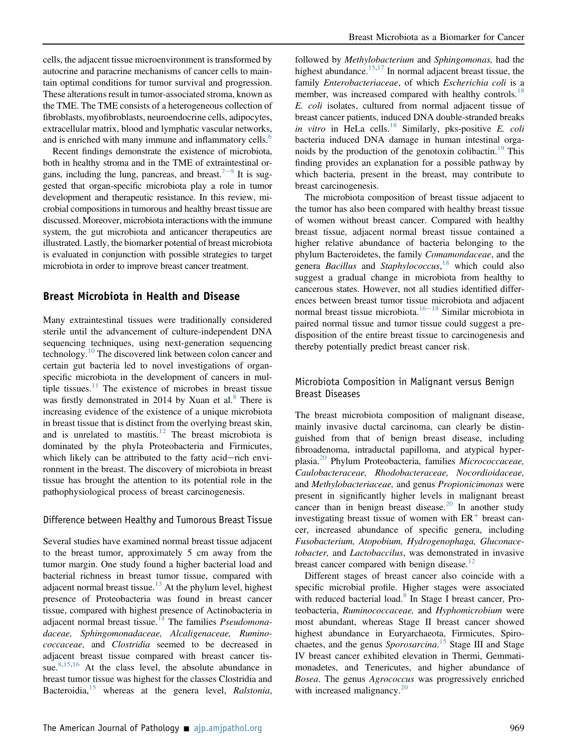cells, the adjacent tissue microenvironment is transformed by autocrine and paracrine mechanisms of cancer cells to maintain optimal conditions for tumor survival and progression. These alterations result in tumor-associated stroma, known as the TME. The TME consists of a heterogeneous collection of fibroblasts, myofibroblasts, neuroendocrine cells, adipocytes, extracellular matrix, blood and lymphatic vascular networks, and is enriched with many immune and inflammatory cells.[6]

Recent findings demonstrate the existence of microbiota, both in healthy stroma and in the TME of extraintestinal organs, including the lung, pancreas, and breast.[7–9] It is suggested that organ-specific microbiota play a role in tumor development and therapeutic resistance. In this review, microbial compositions in tumorous and healthy breast tissue are discussed. Moreover, microbiota interactions with the immune system, the gut microbiota and anticancer therapeutics are illustrated. Lastly, the biomarker potential of breast microbiota is evaluated in conjunction with possible strategies to target microbiota in order to improve breast cancer treatment.

## Breast Microbiota in Health and Disease

Many extraintestinal tissues were traditionally considered sterile until the advancement of culture-independent DNA sequencing techniques, using next-generation sequencing technology.[10] The discovered link between colon cancer and certain gut bacteria led to novel investigations of organ-specific microbiota in the development of cancers in multiple tissues.[11] The existence of microbes in breast tissue was firstly demonstrated in 2014 by Xuan et al.[8] There is increasing evidence of the existence of a unique microbiota in breast tissue that is distinct from the overlying breast skin, and is unrelated to mastitis.[12] The breast microbiota is dominated by the phyla Proteobacteria and Firmicutes, which likely can be attributed to the fatty acid–rich environment in the breast. The discovery of microbiota in breast tissue has brought the attention to its potential role in the pathophysiological process of breast carcinogenesis.

### Difference between Healthy and Tumorous Breast Tissue

Several studies have examined normal breast tissue adjacent to the breast tumor, approximately 5 cm away from the tumor margin. One study found a higher bacterial load and bacterial richness in breast tumor tissue, compared with adjacent normal breast tissue.[13] At the phylum level, highest presence of Proteobacteria was found in breast cancer tissue, compared with highest presence of Actinobacteria in adjacent normal breast tissue.[14] The families *Pseudomonadaceae, Sphingomonadaceae, Alcaligenaceae, Ruminococcaceae,* and *Clostridia* seemed to be decreased in adjacent breast tissue compared with breast cancer tissue.[8,15,16] At the class level, the absolute abundance in breast tumor tissue was highest for the classes Clostridia and Bacteroidia,[15] whereas at the genera level, *Ralstonia*, followed by *Methylobacterium* and *Sphingomonas,* had the highest abundance.[15,17] In normal adjacent breast tissue, the family *Enterobacteriaceae*, of which *Escherichia coli* is a member, was increased compared with healthy controls.[18] *E. coli* isolates, cultured from normal adjacent tissue of breast cancer patients, induced DNA double-stranded breaks *in vitro* in HeLa cells.[18] Similarly, pks-positive *E. coli* bacteria induced DNA damage in human intestinal organoids by the production of the genotoxin colibactin.[19] This finding provides an explanation for a possible pathway by which bacteria, present in the breast, may contribute to breast carcinogenesis.

The microbiota composition of breast tissue adjacent to the tumor has also been compared with healthy breast tissue of women without breast cancer. Compared with healthy breast tissue, adjacent normal breast tissue contained a higher relative abundance of bacteria belonging to the phylum Bacteroidetes, the family *Comamondaceae*, and the genera *Bacillus* and *Staphylococcus*,[18] which could also suggest a gradual change in microbiota from healthy to cancerous states. However, not all studies identified differences between breast tumor tissue microbiota and adjacent normal breast tissue microbiota.[16–18] Similar microbiota in paired normal tissue and tumor tissue could suggest a predisposition of the entire breast tissue to carcinogenesis and thereby potentially predict breast cancer risk.

### Microbiota Composition in Malignant versus Benign Breast Diseases

The breast microbiota composition of malignant disease, mainly invasive ductal carcinoma, can clearly be distinguished from that of benign breast disease, including fibroadenoma, intraductal papilloma, and atypical hyperplasia.[20] Phylum Proteobacteria, families *Micrococcaceae, Caulobacteraceae, Rhodobacteraceae, Nocordioidaceae,* and *Methylobacteriaceae,* and genus *Propionicimonas* were present in significantly higher levels in malignant breast cancer than in benign breast disease.[20] In another study investigating breast tissue of women with $ER^+$ breast cancer, increased abundance of specific genera, including *Fusobacterium, Atopobium, Hydrogenophaga, Gluconacetobacter,* and *Lactobaccilus*, was demonstrated in invasive breast cancer compared with benign disease.[12]

Different stages of breast cancer also coincide with a specific microbial profile. Higher stages were associated with reduced bacterial load.[8] In Stage I breast cancer, Proteobacteria, *Ruminococcaceae,* and *Hyphomicrobium* were most abundant, whereas Stage II breast cancer showed highest abundance in Euryarchaeota, Firmicutes, Spirochaetes, and the genus *Sporosarcina*.[15] Stage III and Stage IV breast cancer exhibited elevation in Thermi, Gemmatimonadetes, and Tenericutes, and higher abundance of *Bosea*. The genus *Agrococcus* was progressively enriched with increased malignancy.[20]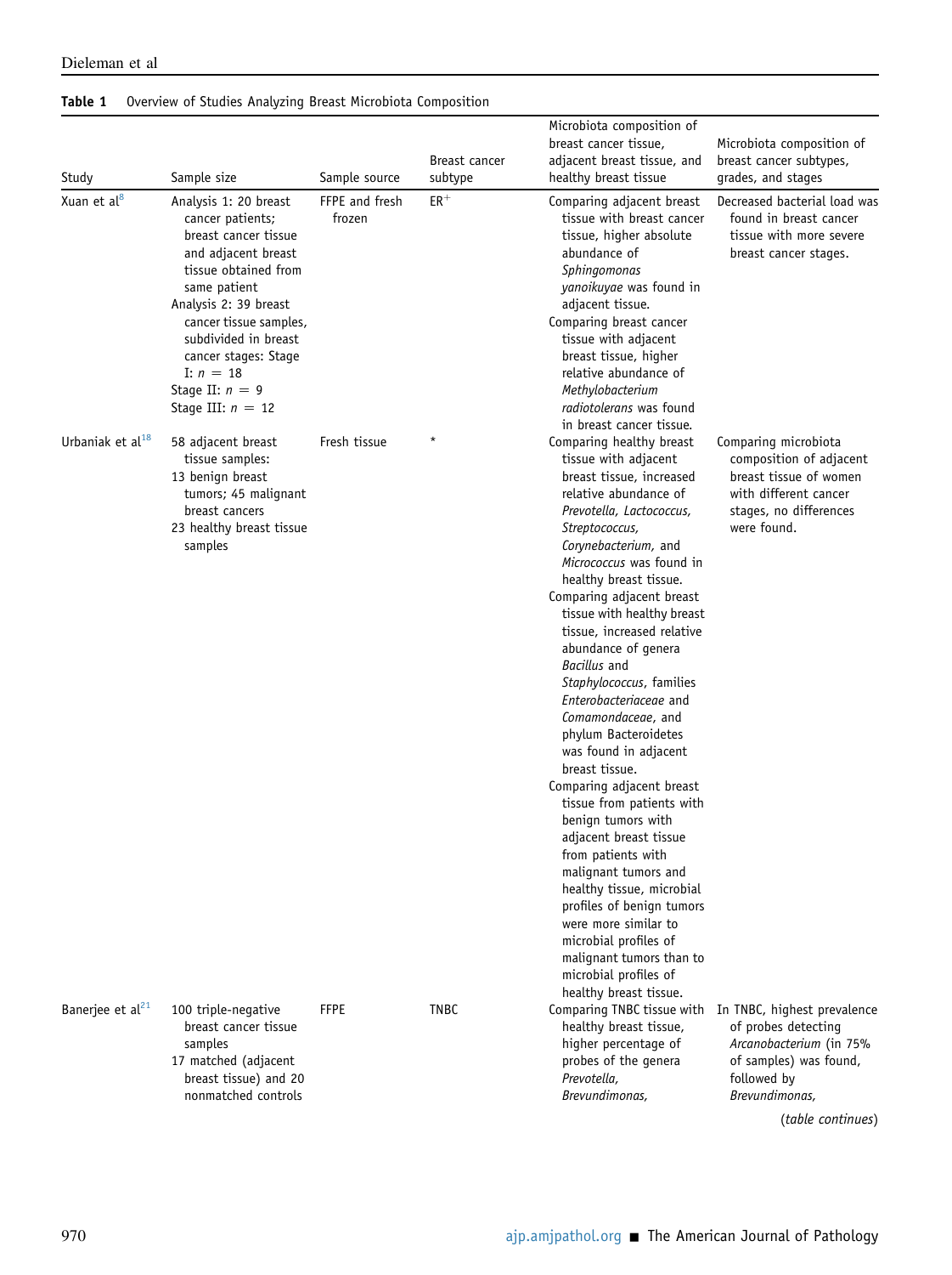**Table 1** Overview of Studies Analyzing Breast Microbiota Composition

| Study | Sample size | Sample source | Breast cancer subtype | Microbiota composition of breast cancer tissue, adjacent breast tissue, and healthy breast tissue | Microbiota composition of breast cancer subtypes, grades, and stages |
|---|---|---|---|---|---|
| Xuan et al[8] | Analysis 1: 20 breast cancer patients; breast cancer tissue and adjacent breast tissue obtained from same patient<br>Analysis 2: 39 breast cancer tissue samples, subdivided in breast cancer stages: Stage I: $n = 18$<br>Stage II: $n = 9$<br>Stage III: $n = 12$ | FFPE and fresh frozen | $ER^+$ | Comparing adjacent breast tissue with breast cancer tissue, higher absolute abundance of *Sphingomonas yanoikuyae* was found in adjacent tissue.<br>Comparing breast cancer tissue with adjacent breast tissue, higher relative abundance of *Methylobacterium radiotolerans* was found in breast cancer tissue. | Decreased bacterial load was found in breast cancer tissue with more severe breast cancer stages. |
| Urbaniak et al[18] | 58 adjacent breast tissue samples:<br>13 benign breast tumors; 45 malignant breast cancers<br>23 healthy breast tissue samples | Fresh tissue | * | Comparing healthy breast tissue with adjacent breast tissue, increased relative abundance of *Prevotella, Lactococcus, Streptococcus, Corynebacterium*, and *Micrococcus* was found in healthy breast tissue.<br>Comparing adjacent breast tissue with healthy breast tissue, increased relative abundance of genera *Bacillus* and *Staphylococcus*, families *Enterobacteriaceae* and *Comamondaceae*, and phylum Bacteroidetes was found in adjacent breast tissue.<br>Comparing adjacent breast tissue from patients with benign tumors with adjacent breast tissue from patients with malignant tumors and healthy tissue, microbial profiles of benign tumors were more similar to microbial profiles of malignant tumors than to microbial profiles of healthy breast tissue. | Comparing microbiota composition of adjacent breast tissue of women with different cancer stages, no differences were found. |
| Banerjee et al[21] | 100 triple-negative breast cancer tissue samples<br>17 matched (adjacent breast tissue) and 20 nonmatched controls | FFPE | TNBC | Comparing TNBC tissue with healthy breast tissue, higher percentage of probes of the genera *Prevotella, Brevundimonas,* | In TNBC, highest prevalence of probes detecting *Arcanobacterium* (in 75% of samples) was found, followed by *Brevundimonas,* |

(*table continues*)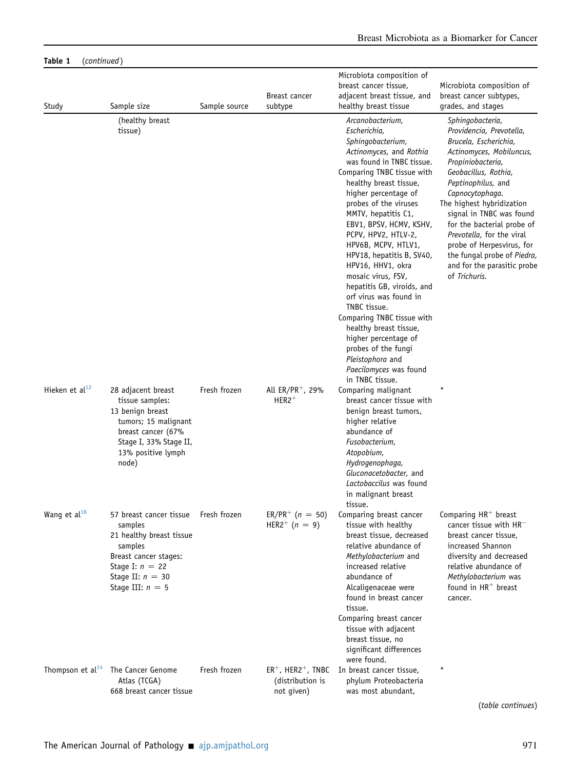**Table 1** (*continued*)

| Study | Sample size | Sample source | Breast cancer subtype | Microbiota composition of breast cancer tissue, adjacent breast tissue, and healthy breast tissue | Microbiota composition of breast cancer subtypes, grades, and stages |
|---|---|---|---|---|---|
| | (healthy breast tissue) | | | *Arcanobacterium, Escherichia, Sphingobacterium, Actinomyces,* and *Rothia* was found in TNBC tissue. Comparing TNBC tissue with healthy breast tissue, higher percentage of probes of the viruses MMTV, hepatitis C1, EBV1, BPSV, HCMV, KSHV, PCPV, HPV2, HTLV-2, HPV6B, MCPV, HTLV1, HPV18, hepatitis B, SV40, HPV16, HHV1, okra mosaic virus, FSV, hepatitis GB, viroids, and orf virus was found in TNBC tissue. Comparing TNBC tissue with healthy breast tissue, higher percentage of probes of the fungi *Pleistophora* and *Paecilomyces* was found in TNBC tissue. | *Sphingobacteria, Providencia, Prevotella, Brucela, Escherichia, Actinomyces, Mobiluncus, Propiniobacteria, Geobacillus, Rothia, Peptinophilus,* and *Capnocytophaga*. The highest hybridization signal in TNBC was found for the bacterial probe of *Prevotella*, for the viral probe of Herpesvirus, for the fungal probe of *Piedra*, and for the parasitic probe of *Trichuris*. |
| Hieken et al[12] | 28 adjacent breast tissue samples: 13 benign breast tumors; 15 malignant breast cancer (67% Stage I, 33% Stage II, 13% positive lymph node) | Fresh frozen | All ER/PR$^+$, 29% HER2$^+$ | Comparing malignant breast cancer tissue with benign breast tumors, higher relative abundance of *Fusobacterium, Atopobium, Hydrogenophaga, Gluconacetobacter,* and *Lactobaccilus* was found in malignant breast tissue. | * |
| Wang et al[16] | 57 breast cancer tissue samples 21 healthy breast tissue samples Breast cancer stages: Stage I: $n = 22$ Stage II: $n = 30$ Stage III: $n = 5$ | Fresh frozen | ER/PR$^+$ ($n = 50$) HER2$^+$ ($n = 9$) | Comparing breast cancer tissue with healthy breast tissue, decreased relative abundance of *Methylobacterium* and increased relative abundance of Alcaligenaceae were found in breast cancer tissue. Comparing breast cancer tissue with adjacent breast tissue, no significant differences were found. | Comparing HR$^+$ breast cancer tissue with HR$^-$ breast cancer tissue, increased Shannon diversity and decreased relative abundance of *Methylobacterium* was found in HR$^+$ breast cancer. |
| Thompson et al[14] | The Cancer Genome Atlas (TCGA) 668 breast cancer tissue | Fresh frozen | ER$^+$, HER2$^+$, TNBC (distribution is not given) | In breast cancer tissue, phylum Proteobacteria was most abundant, | * |

(*table continues*)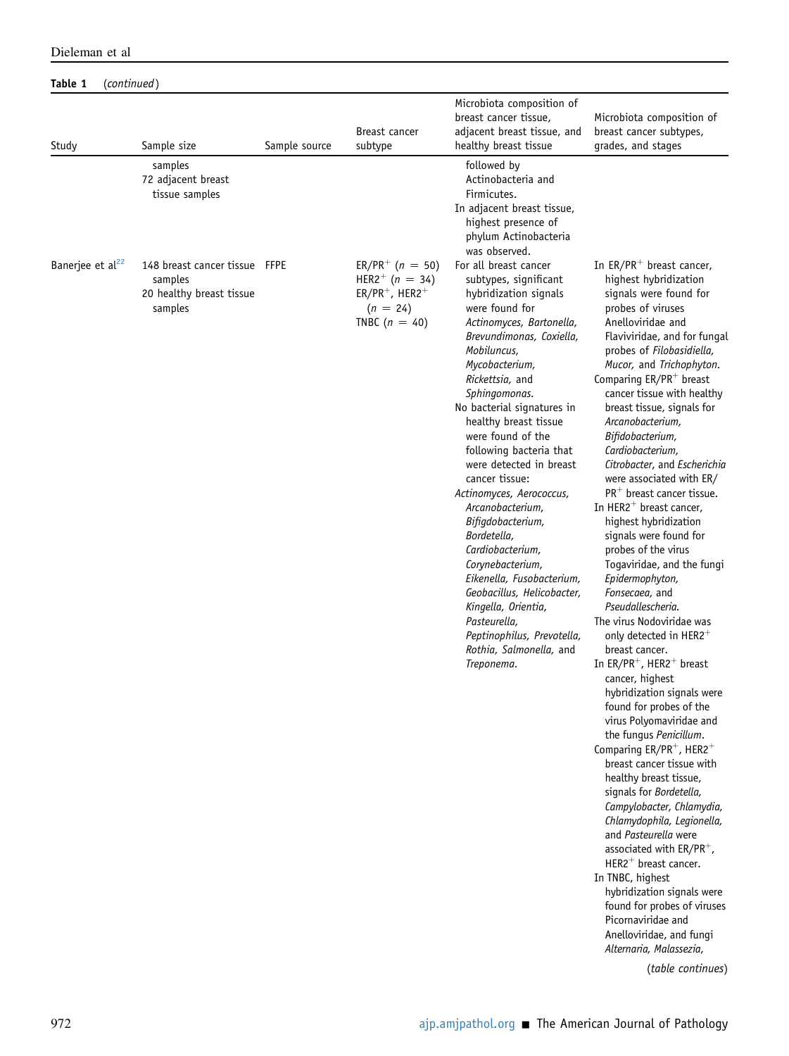**Table 1** (*continued*)

| Study | Sample size | Sample source | Breast cancer subtype | Microbiota composition of breast cancer tissue, adjacent breast tissue, and healthy breast tissue | Microbiota composition of breast cancer subtypes, grades, and stages |
|---|---|---|---|---|---|
| | samples<br>72 adjacent breast tissue samples | | | followed by Actinobacteria and Firmicutes.<br>In adjacent breast tissue, highest presence of phylum Actinobacteria was observed. | |
| Banerjee et al[22] | 148 breast cancer tissue samples<br>20 healthy breast tissue samples | FFPE | ER/PR$^+$ ($n$ = 50)<br>HER2$^+$ ($n$ = 34)<br>ER/PR$^+$, HER2$^+$ ($n$ = 24)<br>TNBC ($n$ = 40) | For all breast cancer subtypes, significant hybridization signals were found for *Actinomyces, Bartonella, Brevundimonas, Coxiella, Mobiluncus, Mycobacterium, Rickettsia,* and *Sphingomonas*.<br>No bacterial signatures in healthy breast tissue were found of the following bacteria that were detected in breast cancer tissue:<br>*Actinomyces, Aerococcus, Arcanobacterium, Bifigdobacterium, Bordetella, Cardiobacterium, Corynebacterium, Eikenella, Fusobacterium, Geobacillus, Helicobacter, Kingella, Orientia, Pasteurella, Peptinophilus, Prevotella, Rothia, Salmonella,* and *Treponema*. | In ER/PR$^+$ breast cancer, highest hybridization signals were found for probes of viruses Anelloviridae and Flaviviridae, and for fungal probes of *Filobasidiella, Mucor,* and *Trichophyton*.<br>Comparing ER/PR$^+$ breast cancer tissue with healthy breast tissue, signals for *Arcanobacterium, Bifidobacterium, Cardiobacterium, Citrobacter,* and *Escherichia* were associated with ER/PR$^+$ breast cancer tissue.<br>In HER2$^+$ breast cancer, highest hybridization signals were found for probes of the virus Togaviridae, and the fungi *Epidermophyton, Fonsecaea,* and *Pseudallescheria*.<br>The virus Nodoviridae was only detected in HER2$^+$ breast cancer.<br>In ER/PR$^+$, HER2$^+$ breast cancer, highest hybridization signals were found for probes of the virus Polyomaviridae and the fungus *Penicillum*.<br>Comparing ER/PR$^+$, HER2$^+$ breast cancer tissue with healthy breast tissue, signals for *Bordetella, Campylobacter, Chlamydia, Chlamydophila, Legionella,* and *Pasteurella* were associated with ER/PR$^+$, HER2$^+$ breast cancer.<br>In TNBC, highest hybridization signals were found for probes of viruses Picornaviridae and Anelloviridae, and fungi *Alternaria, Malassezia,* |

(*table continues*)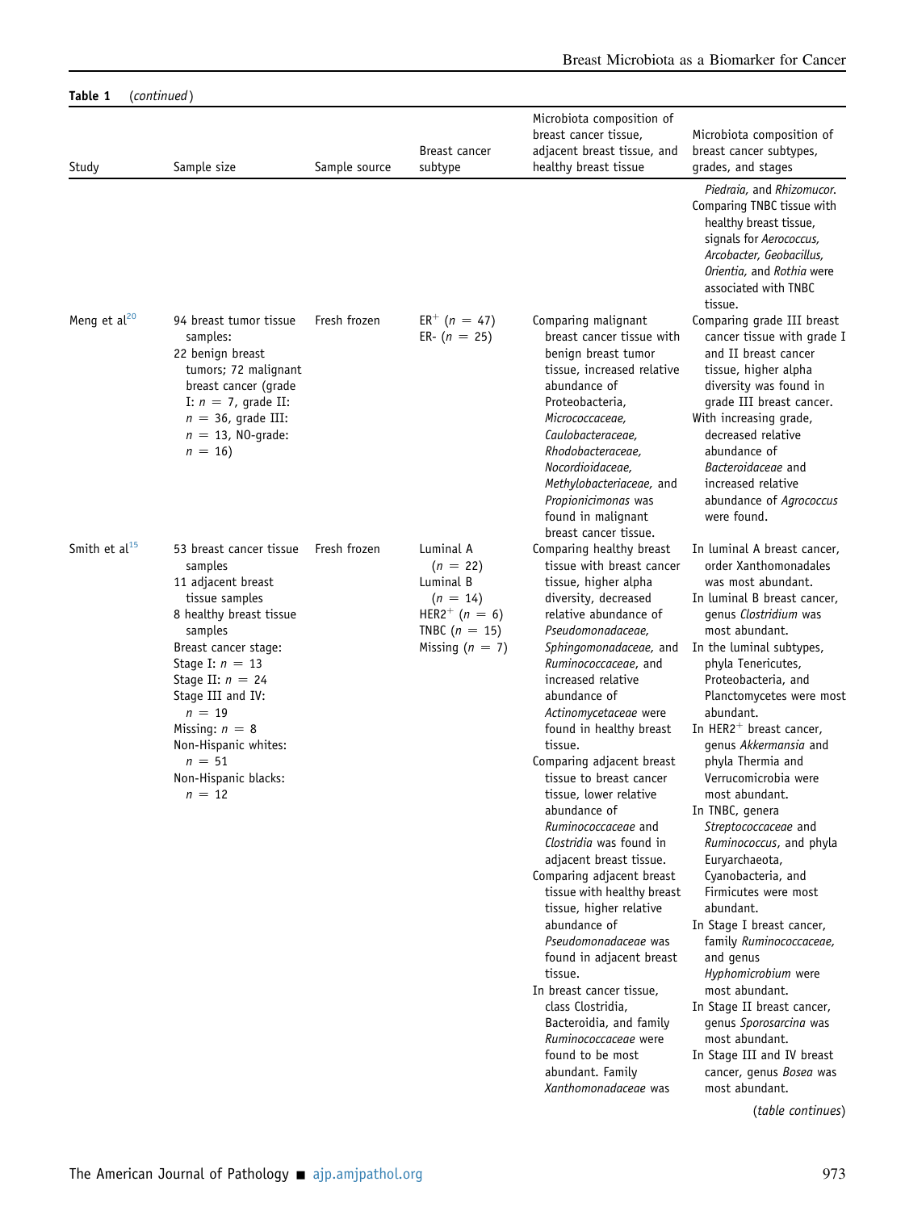**Table 1** (*continued*)

| Study | Sample size | Sample source | Breast cancer subtype | Microbiota composition of breast cancer tissue, adjacent breast tissue, and healthy breast tissue | Microbiota composition of breast cancer subtypes, grades, and stages |
|---|---|---|---|---|---|
| | | | | | *Piedraia*, and *Rhizomucor*. Comparing TNBC tissue with healthy breast tissue, signals for *Aerococcus, Arcobacter, Geobacillus, Orientia,* and *Rothia* were associated with TNBC tissue. |
| Meng et al[20] | 94 breast tumor tissue samples: 22 benign breast tumors; 72 malignant breast cancer (grade I: $n = 7$, grade II: $n = 36$, grade III: $n = 13$, NO-grade: $n = 16$) | Fresh frozen | $ER^+$ ($n = 47$) ER- ($n = 25$) | Comparing malignant breast cancer tissue with benign breast tumor tissue, increased relative abundance of Proteobacteria, *Micrococcaceae, Caulobacteraceae, Rhodobacteraceae, Nocordioidaceae, Methylobacteriaceae,* and *Propionicimonas* was found in malignant breast cancer tissue. | Comparing grade III breast cancer tissue with grade I and II breast cancer tissue, higher alpha diversity was found in grade III breast cancer. With increasing grade, decreased relative abundance of *Bacteroidaceae* and increased relative abundance of *Agrococcus* were found. |
| Smith et al[15] | 53 breast cancer tissue samples<br>11 adjacent breast tissue samples<br>8 healthy breast tissue samples<br>Breast cancer stage:<br>Stage I: $n = 13$<br>Stage II: $n = 24$<br>Stage III and IV: $n = 19$<br>Missing: $n = 8$<br>Non-Hispanic whites: $n = 51$<br>Non-Hispanic blacks: $n = 12$ | Fresh frozen | Luminal A ($n = 22$)<br>Luminal B ($n = 14$)<br>$HER2^+$ ($n = 6$)<br>TNBC ($n = 15$)<br>Missing ($n = 7$) | Comparing healthy breast tissue with breast cancer tissue, higher alpha diversity, decreased relative abundance of *Pseudomonadaceae, Sphingomonadaceae,* and *Ruminococcaceae*, and increased relative abundance of *Actinomycetaceae* were found in healthy breast tissue.<br>Comparing adjacent breast tissue to breast cancer tissue, lower relative abundance of *Ruminococcaceae* and *Clostridia* was found in adjacent breast tissue.<br>Comparing adjacent breast tissue with healthy breast tissue, higher relative abundance of *Pseudomonadaceae* was found in adjacent breast tissue.<br>In breast cancer tissue, class Clostridia, Bacteroidia, and family *Ruminococcaceae* were found to be most abundant. Family *Xanthomonadaceae* was | In luminal A breast cancer, order Xanthomonadales was most abundant.<br>In luminal B breast cancer, genus *Clostridium* was most abundant.<br>In the luminal subtypes, phyla Tenericutes, Proteobacteria, and Planctomycetes were most abundant.<br>In $HER2^+$ breast cancer, genus *Akkermansia* and phyla Thermia and Verrucomicrobia were most abundant.<br>In TNBC, genera *Streptococcaceae* and *Ruminococcus*, and phyla Euryarchaeota, Cyanobacteria, and Firmicutes were most abundant.<br>In Stage I breast cancer, family *Ruminococcaceae,* and genus *Hyphomicrobium* were most abundant.<br>In Stage II breast cancer, genus *Sporosarcina* was most abundant.<br>In Stage III and IV breast cancer, genus *Bosea* was most abundant. |

(*table continues*)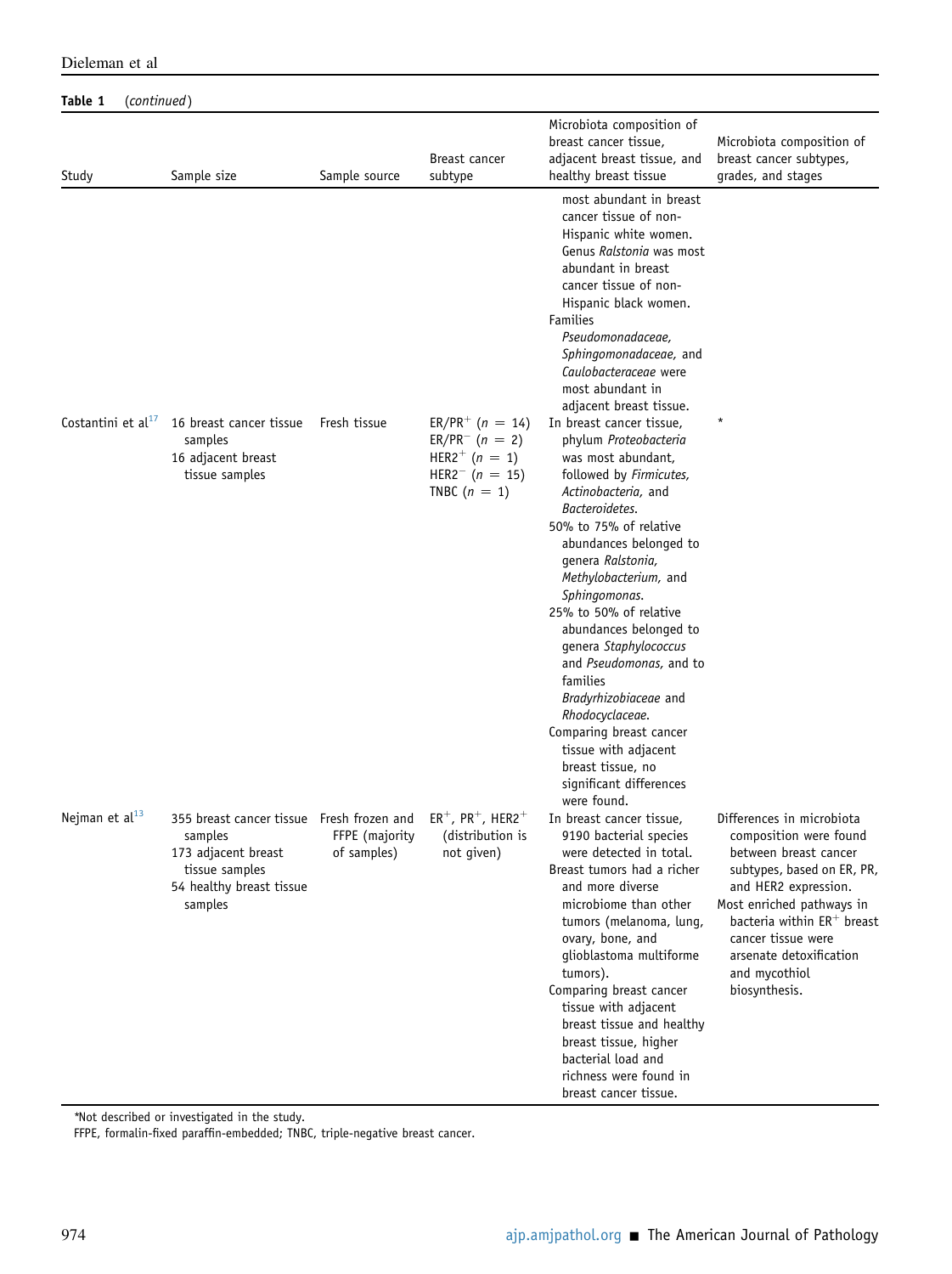**Table 1** (*continued*)

| Study | Sample size | Sample source | Breast cancer subtype | Microbiota composition of breast cancer tissue, adjacent breast tissue, and healthy breast tissue | Microbiota composition of breast cancer subtypes, grades, and stages |
|---|---|---|---|---|---|
| | | | | most abundant in breast cancer tissue of non-Hispanic white women. Genus *Ralstonia* was most abundant in breast cancer tissue of non-Hispanic black women.<br>Families *Pseudomonadaceae, Sphingomonadaceae,* and *Caulobacteraceae* were most abundant in adjacent breast tissue. | |
| Costantini et al[17] | 16 breast cancer tissue samples<br>16 adjacent breast tissue samples | Fresh tissue | ER/PR$^{+}$ ($n$ = 14)<br>ER/PR$^{-}$ ($n$ = 2)<br>HER2$^{+}$ ($n$ = 1)<br>HER2$^{-}$ ($n$ = 15)<br>TNBC ($n$ = 1) | In breast cancer tissue, phylum *Proteobacteria* was most abundant, followed by *Firmicutes, Actinobacteria,* and *Bacteroidetes*.<br>50% to 75% of relative abundances belonged to genera *Ralstonia, Methylobacterium,* and *Sphingomonas*.<br>25% to 50% of relative abundances belonged to genera *Staphylococcus* and *Pseudomonas,* and to families *Bradyrhizobiaceae* and *Rhodocyclaceae*.<br>Comparing breast cancer tissue with adjacent breast tissue, no significant differences were found. | * |
| Nejman et al[13] | 355 breast cancer tissue samples<br>173 adjacent breast tissue samples<br>54 healthy breast tissue samples | Fresh frozen and FFPE (majority of samples) | ER$^{+}$, PR$^{+}$, HER2$^{+}$ (distribution is not given) | In breast cancer tissue, 9190 bacterial species were detected in total.<br>Breast tumors had a richer and more diverse microbiome than other tumors (melanoma, lung, ovary, bone, and glioblastoma multiforme tumors).<br>Comparing breast cancer tissue with adjacent breast tissue and healthy breast tissue, higher bacterial load and richness were found in breast cancer tissue. | Differences in microbiota composition were found between breast cancer subtypes, based on ER, PR, and HER2 expression.<br>Most enriched pathways in bacteria within ER$^{+}$ breast cancer tissue were arsenate detoxification and mycothiol biosynthesis. |

*Not described or investigated in the study.

FFPE, formalin-fixed paraffin-embedded; TNBC, triple-negative breast cancer.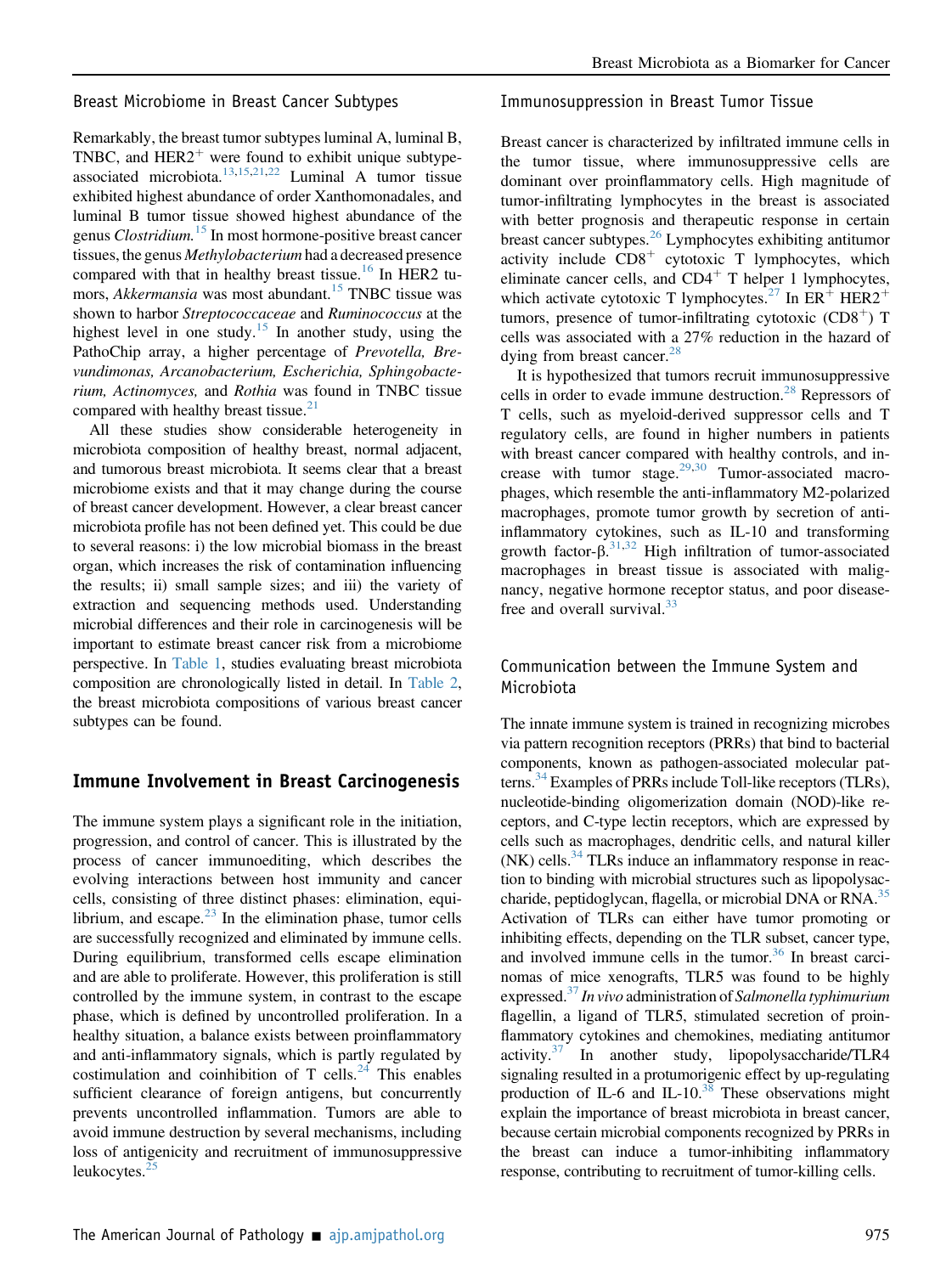### Breast Microbiome in Breast Cancer Subtypes

Remarkably, the breast tumor subtypes luminal A, luminal B, TNBC, and $HER2^+$ were found to exhibit unique subtype-associated microbiota.[13,15,21,22] Luminal A tumor tissue exhibited highest abundance of order Xanthomonadales, and luminal B tumor tissue showed highest abundance of the genus *Clostridium*.[15] In most hormone-positive breast cancer tissues, the genus *Methylobacterium* had a decreased presence compared with that in healthy breast tissue.[16] In HER2 tumors, *Akkermansia* was most abundant.[15] TNBC tissue was shown to harbor *Streptococcaceae* and *Ruminococcus* at the highest level in one study.[15] In another study, using the PathoChip array, a higher percentage of *Prevotella, Brevundimonas, Arcanobacterium, Escherichia, Sphingobacterium, Actinomyces,* and *Rothia* was found in TNBC tissue compared with healthy breast tissue.[21]

All these studies show considerable heterogeneity in microbiota composition of healthy breast, normal adjacent, and tumorous breast microbiota. It seems clear that a breast microbiome exists and that it may change during the course of breast cancer development. However, a clear breast cancer microbiota profile has not been defined yet. This could be due to several reasons: i) the low microbial biomass in the breast organ, which increases the risk of contamination influencing the results; ii) small sample sizes; and iii) the variety of extraction and sequencing methods used. Understanding microbial differences and their role in carcinogenesis will be important to estimate breast cancer risk from a microbiome perspective. In Table 1, studies evaluating breast microbiota composition are chronologically listed in detail. In Table 2, the breast microbiota compositions of various breast cancer subtypes can be found.

## Immune Involvement in Breast Carcinogenesis

The immune system plays a significant role in the initiation, progression, and control of cancer. This is illustrated by the process of cancer immunoediting, which describes the evolving interactions between host immunity and cancer cells, consisting of three distinct phases: elimination, equilibrium, and escape.[23] In the elimination phase, tumor cells are successfully recognized and eliminated by immune cells. During equilibrium, transformed cells escape elimination and are able to proliferate. However, this proliferation is still controlled by the immune system, in contrast to the escape phase, which is defined by uncontrolled proliferation. In a healthy situation, a balance exists between proinflammatory and anti-inflammatory signals, which is partly regulated by costimulation and coinhibition of T cells.[24] This enables sufficient clearance of foreign antigens, but concurrently prevents uncontrolled inflammation. Tumors are able to avoid immune destruction by several mechanisms, including loss of antigenicity and recruitment of immunosuppressive leukocytes.[25]

### Immunosuppression in Breast Tumor Tissue

Breast cancer is characterized by infiltrated immune cells in the tumor tissue, where immunosuppressive cells are dominant over proinflammatory cells. High magnitude of tumor-infiltrating lymphocytes in the breast is associated with better prognosis and therapeutic response in certain breast cancer subtypes.[26] Lymphocytes exhibiting antitumor activity include $CD8^+$ cytotoxic T lymphocytes, which eliminate cancer cells, and $CD4^+$ T helper 1 lymphocytes, which activate cytotoxic T lymphocytes.[27] In $ER^+$ $HER2^+$ tumors, presence of tumor-infiltrating cytotoxic ($CD8^+$) T cells was associated with a 27% reduction in the hazard of dying from breast cancer.[28]

It is hypothesized that tumors recruit immunosuppressive cells in order to evade immune destruction.[28] Repressors of T cells, such as myeloid-derived suppressor cells and T regulatory cells, are found in higher numbers in patients with breast cancer compared with healthy controls, and increase with tumor stage.[29,30] Tumor-associated macrophages, which resemble the anti-inflammatory M2-polarized macrophages, promote tumor growth by secretion of anti-inflammatory cytokines, such as IL-10 and transforming growth factor-β.[31,32] High infiltration of tumor-associated macrophages in breast tissue is associated with malignancy, negative hormone receptor status, and poor disease-free and overall survival.[33]

### Communication between the Immune System and Microbiota

The innate immune system is trained in recognizing microbes via pattern recognition receptors (PRRs) that bind to bacterial components, known as pathogen-associated molecular patterns.[34] Examples of PRRs include Toll-like receptors (TLRs), nucleotide-binding oligomerization domain (NOD)-like receptors, and C-type lectin receptors, which are expressed by cells such as macrophages, dendritic cells, and natural killer (NK) cells.[34] TLRs induce an inflammatory response in reaction to binding with microbial structures such as lipopolysaccharide, peptidoglycan, flagella, or microbial DNA or RNA.[35] Activation of TLRs can either have tumor promoting or inhibiting effects, depending on the TLR subset, cancer type, and involved immune cells in the tumor.[36] In breast carcinomas of mice xenografts, TLR5 was found to be highly expressed.[37] *In vivo* administration of *Salmonella typhimurium* flagellin, a ligand of TLR5, stimulated secretion of proinflammatory cytokines and chemokines, mediating antitumor activity.[37] In another study, lipopolysaccharide/TLR4 signaling resulted in a protumorigenic effect by up-regulating production of IL-6 and IL-10.[38] These observations might explain the importance of breast microbiota in breast cancer, because certain microbial components recognized by PRRs in the breast can induce a tumor-inhibiting inflammatory response, contributing to recruitment of tumor-killing cells.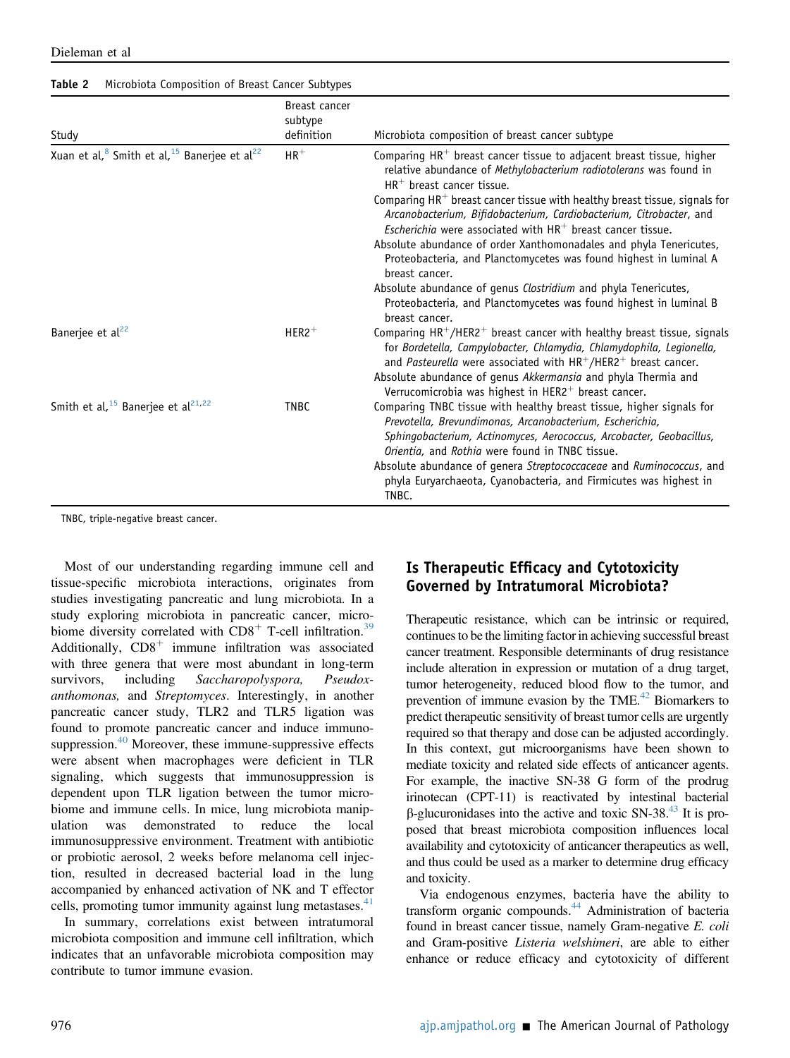**Table 2** Microbiota Composition of Breast Cancer Subtypes

| Study | Breast cancer subtype definition | Microbiota composition of breast cancer subtype |
|---|---|---|
| Xuan et al,[8] Smith et al,[15] Banerjee et al[22] | $HR^+$ | Comparing $HR^+$ breast cancer tissue to adjacent breast tissue, higher relative abundance of *Methylobacterium radiotolerans* was found in $HR^+$ breast cancer tissue.<br>Comparing $HR^+$ breast cancer tissue with healthy breast tissue, signals for *Arcanobacterium, Bifidobacterium, Cardiobacterium, Citrobacter*, and *Escherichia* were associated with $HR^+$ breast cancer tissue.<br>Absolute abundance of order Xanthomonadales and phyla Tenericutes, Proteobacteria, and Planctomycetes was found highest in luminal A breast cancer.<br>Absolute abundance of genus *Clostridium* and phyla Tenericutes, Proteobacteria, and Planctomycetes was found highest in luminal B breast cancer. |
| Banerjee et al[22] | $HER2^+$ | Comparing $HR^+/HER2^+$ breast cancer with healthy breast tissue, signals for *Bordetella, Campylobacter, Chlamydia, Chlamydophila, Legionella,* and *Pasteurella* were associated with $HR^+/HER2^+$ breast cancer.<br>Absolute abundance of genus *Akkermansia* and phyla Thermia and Verrucomicrobia was highest in $HER2^+$ breast cancer. |
| Smith et al,[15] Banerjee et al[21,22] | TNBC | Comparing TNBC tissue with healthy breast tissue, higher signals for *Prevotella, Brevundimonas, Arcanobacterium, Escherichia, Sphingobacterium, Actinomyces, Aerococcus, Arcobacter, Geobacillus, Orientia,* and *Rothia* were found in TNBC tissue.<br>Absolute abundance of genera *Streptococcaceae* and *Ruminococcus*, and phyla Euryarchaeota, Cyanobacteria, and Firmicutes was highest in TNBC. |

TNBC, triple-negative breast cancer.

Most of our understanding regarding immune cell and tissue-specific microbiota interactions, originates from studies investigating pancreatic and lung microbiota. In a study exploring microbiota in pancreatic cancer, microbiome diversity correlated with $CD8^+$ T-cell infiltration.[39] Additionally, $CD8^+$ immune infiltration was associated with three genera that were most abundant in long-term survivors, including *Saccharopolyspora, Pseudoxanthomonas,* and *Streptomyces*. Interestingly, in another pancreatic cancer study, TLR2 and TLR5 ligation was found to promote pancreatic cancer and induce immunosuppression.[40] Moreover, these immune-suppressive effects were absent when macrophages were deficient in TLR signaling, which suggests that immunosuppression is dependent upon TLR ligation between the tumor microbiome and immune cells. In mice, lung microbiota manipulation was demonstrated to reduce the local immunosuppressive environment. Treatment with antibiotic or probiotic aerosol, 2 weeks before melanoma cell injection, resulted in decreased bacterial load in the lung accompanied by enhanced activation of NK and T effector cells, promoting tumor immunity against lung metastases.[41]

In summary, correlations exist between intratumoral microbiota composition and immune cell infiltration, which indicates that an unfavorable microbiota composition may contribute to tumor immune evasion.

## Is Therapeutic Efficacy and Cytotoxicity Governed by Intratumoral Microbiota?

Therapeutic resistance, which can be intrinsic or required, continues to be the limiting factor in achieving successful breast cancer treatment. Responsible determinants of drug resistance include alteration in expression or mutation of a drug target, tumor heterogeneity, reduced blood flow to the tumor, and prevention of immune evasion by the TME.[42] Biomarkers to predict therapeutic sensitivity of breast tumor cells are urgently required so that therapy and dose can be adjusted accordingly. In this context, gut microorganisms have been shown to mediate toxicity and related side effects of anticancer agents. For example, the inactive SN-38 G form of the prodrug irinotecan (CPT-11) is reactivated by intestinal bacterial β-glucuronidases into the active and toxic SN-38.[43] It is proposed that breast microbiota composition influences local availability and cytotoxicity of anticancer therapeutics as well, and thus could be used as a marker to determine drug efficacy and toxicity.

Via endogenous enzymes, bacteria have the ability to transform organic compounds.[44] Administration of bacteria found in breast cancer tissue, namely Gram-negative *E. coli* and Gram-positive *Listeria welshimeri*, are able to either enhance or reduce efficacy and cytotoxicity of different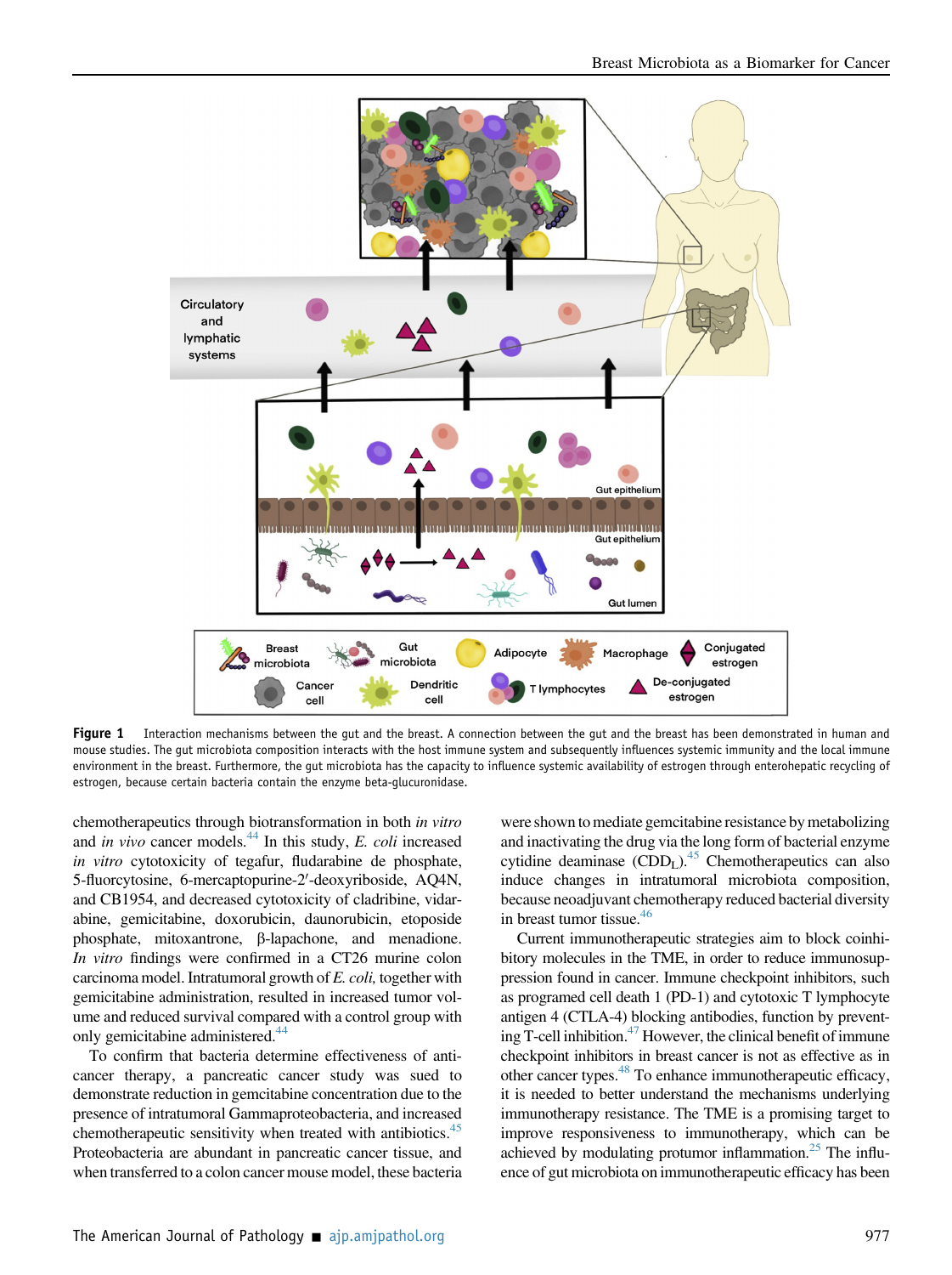**Figure 1** Interaction mechanisms between the gut and the breast. A connection between the gut and the breast has been demonstrated in human and mouse studies. The gut microbiota composition interacts with the host immune system and subsequently influences systemic immunity and the local immune environment in the breast. Furthermore, the gut microbiota has the capacity to influence systemic availability of estrogen through enterohepatic recycling of estrogen, because certain bacteria contain the enzyme beta-glucuronidase.

chemotherapeutics through biotransformation in both *in vitro* and *in vivo* cancer models.[44] In this study, *E. coli* increased *in vitro* cytotoxicity of tegafur, fludarabine de phosphate, 5-fluorcytosine, 6-mercaptopurine-2′-deoxyriboside, AQ4N, and CB1954, and decreased cytotoxicity of cladribine, vidarabine, gemcitabine, doxorubicin, daunorubicin, etoposide phosphate, mitoxantrone, β-lapachone, and menadione. *In vitro* findings were confirmed in a CT26 murine colon carcinoma model. Intratumoral growth of *E. coli,* together with gemcitabine administration, resulted in increased tumor volume and reduced survival compared with a control group with only gemcitabine administered.[44]

To confirm that bacteria determine effectiveness of anticancer therapy, a pancreatic cancer study was sued to demonstrate reduction in gemcitabine concentration due to the presence of intratumoral Gammaproteobacteria, and increased chemotherapeutic sensitivity when treated with antibiotics.[45] Proteobacteria are abundant in pancreatic cancer tissue, and when transferred to a colon cancer mouse model, these bacteria were shown to mediate gemcitabine resistance by metabolizing and inactivating the drug via the long form of bacterial enzyme cytidine deaminase ($CDD_L$).[45] Chemotherapeutics can also induce changes in intratumoral microbiota composition, because neoadjuvant chemotherapy reduced bacterial diversity in breast tumor tissue.[46]

Current immunotherapeutic strategies aim to block coinhibitory molecules in the TME, in order to reduce immunosuppression found in cancer. Immune checkpoint inhibitors, such as programed cell death 1 (PD-1) and cytotoxic T lymphocyte antigen 4 (CTLA-4) blocking antibodies, function by preventing T-cell inhibition.[47] However, the clinical benefit of immune checkpoint inhibitors in breast cancer is not as effective as in other cancer types.[48] To enhance immunotherapeutic efficacy, it is needed to better understand the mechanisms underlying immunotherapy resistance. The TME is a promising target to improve responsiveness to immunotherapy, which can be achieved by modulating protumor inflammation.[25] The influence of gut microbiota on immunotherapeutic efficacy has been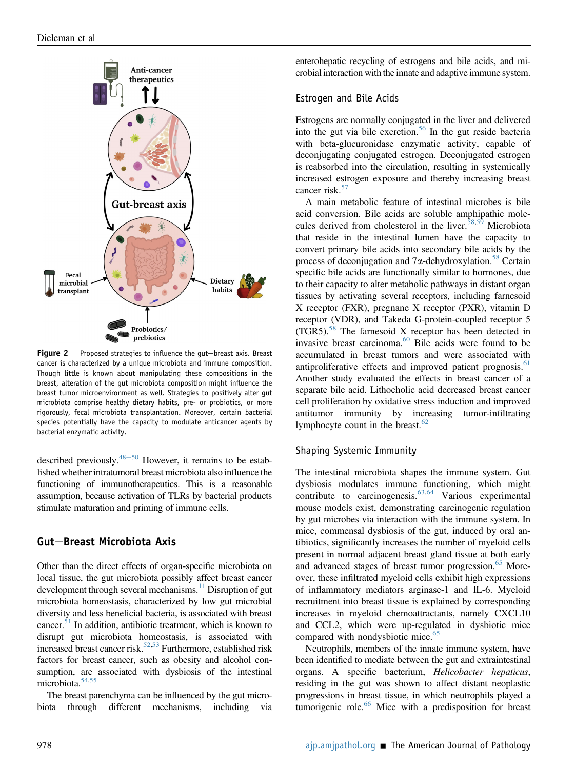Figure 2 Proposed strategies to influence the gut–breast axis. Breast cancer is characterized by a unique microbiota and immune composition. Though little is known about manipulating these compositions in the breast, alteration of the gut microbiota composition might influence the breast tumor microenvironment as well. Strategies to positively alter gut microbiota comprise healthy dietary habits, pre- or probiotics, or more rigorously, fecal microbiota transplantation. Moreover, certain bacterial species potentially have the capacity to modulate anticancer agents by bacterial enzymatic activity.

described previously.[48–50] However, it remains to be established whether intratumoral breast microbiota also influence the functioning of immunotherapeutics. This is a reasonable assumption, because activation of TLRs by bacterial products stimulate maturation and priming of immune cells.

## Gut–Breast Microbiota Axis

Other than the direct effects of organ-specific microbiota on local tissue, the gut microbiota possibly affect breast cancer development through several mechanisms.[11] Disruption of gut microbiota homeostasis, characterized by low gut microbial diversity and less beneficial bacteria, is associated with breast cancer.[51] In addition, antibiotic treatment, which is known to disrupt gut microbiota homeostasis, is associated with increased breast cancer risk.[52,53] Furthermore, established risk factors for breast cancer, such as obesity and alcohol consumption, are associated with dysbiosis of the intestinal microbiota.[54,55]

The breast parenchyma can be influenced by the gut microbiota through different mechanisms, including via enterohepatic recycling of estrogens and bile acids, and microbial interaction with the innate and adaptive immune system.

### Estrogen and Bile Acids

Estrogens are normally conjugated in the liver and delivered into the gut via bile excretion.[56] In the gut reside bacteria with beta-glucuronidase enzymatic activity, capable of deconjugating conjugated estrogen. Deconjugated estrogen is reabsorbed into the circulation, resulting in systemically increased estrogen exposure and thereby increasing breast cancer risk.[57]

A main metabolic feature of intestinal microbes is bile acid conversion. Bile acids are soluble amphipathic molecules derived from cholesterol in the liver.[58,59] Microbiota that reside in the intestinal lumen have the capacity to convert primary bile acids into secondary bile acids by the process of deconjugation and 7$\alpha$-dehydroxylation.[58] Certain specific bile acids are functionally similar to hormones, due to their capacity to alter metabolic pathways in distant organ tissues by activating several receptors, including farnesoid X receptor (FXR), pregnane X receptor (PXR), vitamin D receptor (VDR), and Takeda G-protein-coupled receptor 5 (TGR5).[58] The farnesoid X receptor has been detected in invasive breast carcinoma.[60] Bile acids were found to be accumulated in breast tumors and were associated with antiproliferative effects and improved patient prognosis.[61] Another study evaluated the effects in breast cancer of a separate bile acid. Lithocholic acid decreased breast cancer cell proliferation by oxidative stress induction and improved antitumor immunity by increasing tumor-infiltrating lymphocyte count in the breast.[62]

### Shaping Systemic Immunity

The intestinal microbiota shapes the immune system. Gut dysbiosis modulates immune functioning, which might contribute to carcinogenesis.[63,64] Various experimental mouse models exist, demonstrating carcinogenic regulation by gut microbes via interaction with the immune system. In mice, commensal dysbiosis of the gut, induced by oral antibiotics, significantly increases the number of myeloid cells present in normal adjacent breast gland tissue at both early and advanced stages of breast tumor progression.[65] Moreover, these infiltrated myeloid cells exhibit high expressions of inflammatory mediators arginase-1 and IL-6. Myeloid recruitment into breast tissue is explained by corresponding increases in myeloid chemoattractants, namely CXCL10 and CCL2, which were up-regulated in dysbiotic mice compared with nondysbiotic mice.[65]

Neutrophils, members of the innate immune system, have been identified to mediate between the gut and extraintestinal organs. A specific bacterium, *Helicobacter hepaticus*, residing in the gut was shown to affect distant neoplastic progressions in breast tissue, in which neutrophils played a tumorigenic role.[66] Mice with a predisposition for breast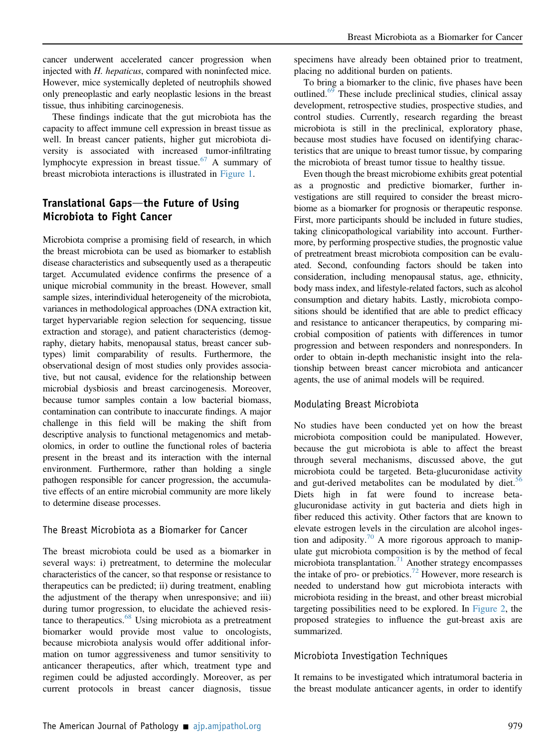cancer underwent accelerated cancer progression when injected with *H. hepaticus*, compared with noninfected mice. However, mice systemically depleted of neutrophils showed only preneoplastic and early neoplastic lesions in the breast tissue, thus inhibiting carcinogenesis.

These findings indicate that the gut microbiota has the capacity to affect immune cell expression in breast tissue as well. In breast cancer patients, higher gut microbiota diversity is associated with increased tumor-infiltrating lymphocyte expression in breast tissue.[67] A summary of breast microbiota interactions is illustrated in Figure 1.

## Translational Gaps—the Future of Using Microbiota to Fight Cancer

Microbiota comprise a promising field of research, in which the breast microbiota can be used as biomarker to establish disease characteristics and subsequently used as a therapeutic target. Accumulated evidence confirms the presence of a unique microbial community in the breast. However, small sample sizes, interindividual heterogeneity of the microbiota, variances in methodological approaches (DNA extraction kit, target hypervariable region selection for sequencing, tissue extraction and storage), and patient characteristics (demography, dietary habits, menopausal status, breast cancer subtypes) limit comparability of results. Furthermore, the observational design of most studies only provides associative, but not causal, evidence for the relationship between microbial dysbiosis and breast carcinogenesis. Moreover, because tumor samples contain a low bacterial biomass, contamination can contribute to inaccurate findings. A major challenge in this field will be making the shift from descriptive analysis to functional metagenomics and metabolomics, in order to outline the functional roles of bacteria present in the breast and its interaction with the internal environment. Furthermore, rather than holding a single pathogen responsible for cancer progression, the accumulative effects of an entire microbial community are more likely to determine disease processes.

### The Breast Microbiota as a Biomarker for Cancer

The breast microbiota could be used as a biomarker in several ways: i) pretreatment, to determine the molecular characteristics of the cancer, so that response or resistance to therapeutics can be predicted; ii) during treatment, enabling the adjustment of the therapy when unresponsive; and iii) during tumor progression, to elucidate the achieved resistance to therapeutics.[68] Using microbiota as a pretreatment biomarker would provide most value to oncologists, because microbiota analysis would offer additional information on tumor aggressiveness and tumor sensitivity to anticancer therapeutics, after which, treatment type and regimen could be adjusted accordingly. Moreover, as per current protocols in breast cancer diagnosis, tissue specimens have already been obtained prior to treatment, placing no additional burden on patients.

To bring a biomarker to the clinic, five phases have been outlined.[69] These include preclinical studies, clinical assay development, retrospective studies, prospective studies, and control studies. Currently, research regarding the breast microbiota is still in the preclinical, exploratory phase, because most studies have focused on identifying characteristics that are unique to breast tumor tissue, by comparing the microbiota of breast tumor tissue to healthy tissue.

Even though the breast microbiome exhibits great potential as a prognostic and predictive biomarker, further investigations are still required to consider the breast microbiome as a biomarker for prognosis or therapeutic response. First, more participants should be included in future studies, taking clinicopathological variability into account. Furthermore, by performing prospective studies, the prognostic value of pretreatment breast microbiota composition can be evaluated. Second, confounding factors should be taken into consideration, including menopausal status, age, ethnicity, body mass index, and lifestyle-related factors, such as alcohol consumption and dietary habits. Lastly, microbiota compositions should be identified that are able to predict efficacy and resistance to anticancer therapeutics, by comparing microbial composition of patients with differences in tumor progression and between responders and nonresponders. In order to obtain in-depth mechanistic insight into the relationship between breast cancer microbiota and anticancer agents, the use of animal models will be required.

### Modulating Breast Microbiota

No studies have been conducted yet on how the breast microbiota composition could be manipulated. However, because the gut microbiota is able to affect the breast through several mechanisms, discussed above, the gut microbiota could be targeted. Beta-glucuronidase activity and gut-derived metabolites can be modulated by diet.[56] Diets high in fat were found to increase beta-glucuronidase activity in gut bacteria and diets high in fiber reduced this activity. Other factors that are known to elevate estrogen levels in the circulation are alcohol ingestion and adiposity.[70] A more rigorous approach to manipulate gut microbiota composition is by the method of fecal microbiota transplantation.[71] Another strategy encompasses the intake of pro- or prebiotics.[72] However, more research is needed to understand how gut microbiota interacts with microbiota residing in the breast, and other breast microbial targeting possibilities need to be explored. In Figure 2, the proposed strategies to influence the gut-breast axis are summarized.

### Microbiota Investigation Techniques

It remains to be investigated which intratumoral bacteria in the breast modulate anticancer agents, in order to identify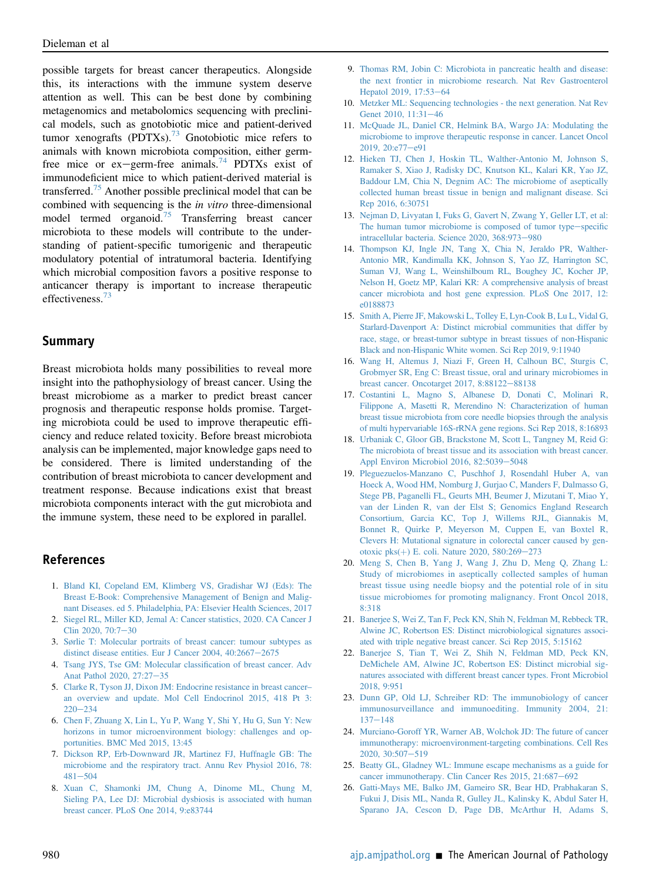possible targets for breast cancer therapeutics. Alongside this, its interactions with the immune system deserve attention as well. This can be best done by combining metagenomics and metabolomics sequencing with preclinical models, such as gnotobiotic mice and patient-derived tumor xenografts (PDTXs).[73] Gnotobiotic mice refers to animals with known microbiota composition, either germ-free mice or ex−germ-free animals.[74] PDTXs exist of immunodeficient mice to which patient-derived material is transferred.[75] Another possible preclinical model that can be combined with sequencing is the *in vitro* three-dimensional model termed organoid.[75] Transferring breast cancer microbiota to these models will contribute to the understanding of patient-specific tumorigenic and therapeutic modulatory potential of intratumoral bacteria. Identifying which microbial composition favors a positive response to anticancer therapy is important to increase therapeutic effectiveness.[73]

## Summary

Breast microbiota holds many possibilities to reveal more insight into the pathophysiology of breast cancer. Using the breast microbiome as a marker to predict breast cancer prognosis and therapeutic response holds promise. Targeting microbiota could be used to improve therapeutic efficiency and reduce related toxicity. Before breast microbiota analysis can be implemented, major knowledge gaps need to be considered. There is limited understanding of the contribution of breast microbiota to cancer development and treatment response. Because indications exist that breast microbiota components interact with the gut microbiota and the immune system, these need to be explored in parallel.

## References

1. Bland KI, Copeland EM, Klimberg VS, Gradishar WJ (Eds): The Breast E-Book: Comprehensive Management of Benign and Malignant Diseases. ed 5. Philadelphia, PA: Elsevier Health Sciences, 2017
2. Siegel RL, Miller KD, Jemal A: Cancer statistics, 2020. CA Cancer J Clin 2020, 70:7−30
3. Sørlie T: Molecular portraits of breast cancer: tumour subtypes as distinct disease entities. Eur J Cancer 2004, 40:2667−2675
4. Tsang JYS, Tse GM: Molecular classification of breast cancer. Adv Anat Pathol 2020, 27:27−35
5. Clarke R, Tyson JJ, Dixon JM: Endocrine resistance in breast cancer–an overview and update. Mol Cell Endocrinol 2015, 418 Pt 3: 220−234
6. Chen F, Zhuang X, Lin L, Yu P, Wang Y, Shi Y, Hu G, Sun Y: New horizons in tumor microenvironment biology: challenges and opportunities. BMC Med 2015, 13:45
7. Dickson RP, Erb-Downward JR, Martinez FJ, Huffnagle GB: The microbiome and the respiratory tract. Annu Rev Physiol 2016, 78: 481−504
8. Xuan C, Shamonki JM, Chung A, Dinome ML, Chung M, Sieling PA, Lee DJ: Microbial dysbiosis is associated with human breast cancer. PLoS One 2014, 9:e83744
9. Thomas RM, Jobin C: Microbiota in pancreatic health and disease: the next frontier in microbiome research. Nat Rev Gastroenterol Hepatol 2019, 17:53−64
10. Metzker ML: Sequencing technologies - the next generation. Nat Rev Genet 2010, 11:31−46
11. McQuade JL, Daniel CR, Helmink BA, Wargo JA: Modulating the microbiome to improve therapeutic response in cancer. Lancet Oncol 2019, 20:e77−e91
12. Hieken TJ, Chen J, Hoskin TL, Walther-Antonio M, Johnson S, Ramaker S, Xiao J, Radisky DC, Knutson KL, Kalari KR, Yao JZ, Baddour LM, Chia N, Degnim AC: The microbiome of aseptically collected human breast tissue in benign and malignant disease. Sci Rep 2016, 6:30751
13. Nejman D, Livyatan I, Fuks G, Gavert N, Zwang Y, Geller LT, et al: The human tumor microbiome is composed of tumor type−specific intracellular bacteria. Science 2020, 368:973−980
14. Thompson KJ, Ingle JN, Tang X, Chia N, Jeraldo PR, Walther-Antonio MR, Kandimalla KK, Johnson S, Yao JZ, Harrington SC, Suman VJ, Wang L, Weinshilboum RL, Boughey JC, Kocher JP, Nelson H, Goetz MP, Kalari KR: A comprehensive analysis of breast cancer microbiota and host gene expression. PLoS One 2017, 12: e0188873
15. Smith A, Pierre JF, Makowski L, Tolley E, Lyn-Cook B, Lu L, Vidal G, Starlard-Davenport A: Distinct microbial communities that differ by race, stage, or breast-tumor subtype in breast tissues of non-Hispanic Black and non-Hispanic White women. Sci Rep 2019, 9:11940
16. Wang H, Altemus J, Niazi F, Green H, Calhoun BC, Sturgis C, Grobmyer SR, Eng C: Breast tissue, oral and urinary microbiomes in breast cancer. Oncotarget 2017, 8:88122−88138
17. Costantini L, Magno S, Albanese D, Donati C, Molinari R, Filippone A, Masetti R, Merendino N: Characterization of human breast tissue microbiota from core needle biopsies through the analysis of multi hypervariable 16S-rRNA gene regions. Sci Rep 2018, 8:16893
18. Urbaniak C, Gloor GB, Brackstone M, Scott L, Tangney M, Reid G: The microbiota of breast tissue and its association with breast cancer. Appl Environ Microbiol 2016, 82:5039−5048
19. Pleguezuelos-Manzano C, Puschhof J, Rosendahl Huber A, van Hoeck A, Wood HM, Nomburg J, Gurjao C, Manders F, Dalmasso G, Stege PB, Paganelli FL, Geurts MH, Beumer J, Mizutani T, Miao Y, van der Linden R, van der Elst S; Genomics England Research Consortium, Garcia KC, Top J, Willems RJL, Giannakis M, Bonnet R, Quirke P, Meyerson M, Cuppen E, van Boxtel R, Clevers H: Mutational signature in colorectal cancer caused by genotoxic pks(+) E. coli. Nature 2020, 580:269−273
20. Meng S, Chen B, Yang J, Wang J, Zhu D, Meng Q, Zhang L: Study of microbiomes in aseptically collected samples of human breast tissue using needle biopsy and the potential role of in situ tissue microbiomes for promoting malignancy. Front Oncol 2018, 8:318
21. Banerjee S, Wei Z, Tan F, Peck KN, Shih N, Feldman M, Rebbeck TR, Alwine JC, Robertson ES: Distinct microbiological signatures associated with triple negative breast cancer. Sci Rep 2015, 5:15162
22. Banerjee S, Tian T, Wei Z, Shih N, Feldman MD, Peck KN, DeMichele AM, Alwine JC, Robertson ES: Distinct microbial signatures associated with different breast cancer types. Front Microbiol 2018, 9:951
23. Dunn GP, Old LJ, Schreiber RD: The immunobiology of cancer immunosurveillance and immunoediting. Immunity 2004, 21: 137−148
24. Murciano-Goroff YR, Warner AB, Wolchok JD: The future of cancer immunotherapy: microenvironment-targeting combinations. Cell Res 2020, 30:507−519
25. Beatty GL, Gladney WL: Immune escape mechanisms as a guide for cancer immunotherapy. Clin Cancer Res 2015, 21:687−692
26. Gatti-Mays ME, Balko JM, Gameiro SR, Bear HD, Prabhakaran S, Fukui J, Disis ML, Nanda R, Gulley JL, Kalinsky K, Abdul Sater H, Sparano JA, Cescon D, Page DB, McArthur H, Adams S,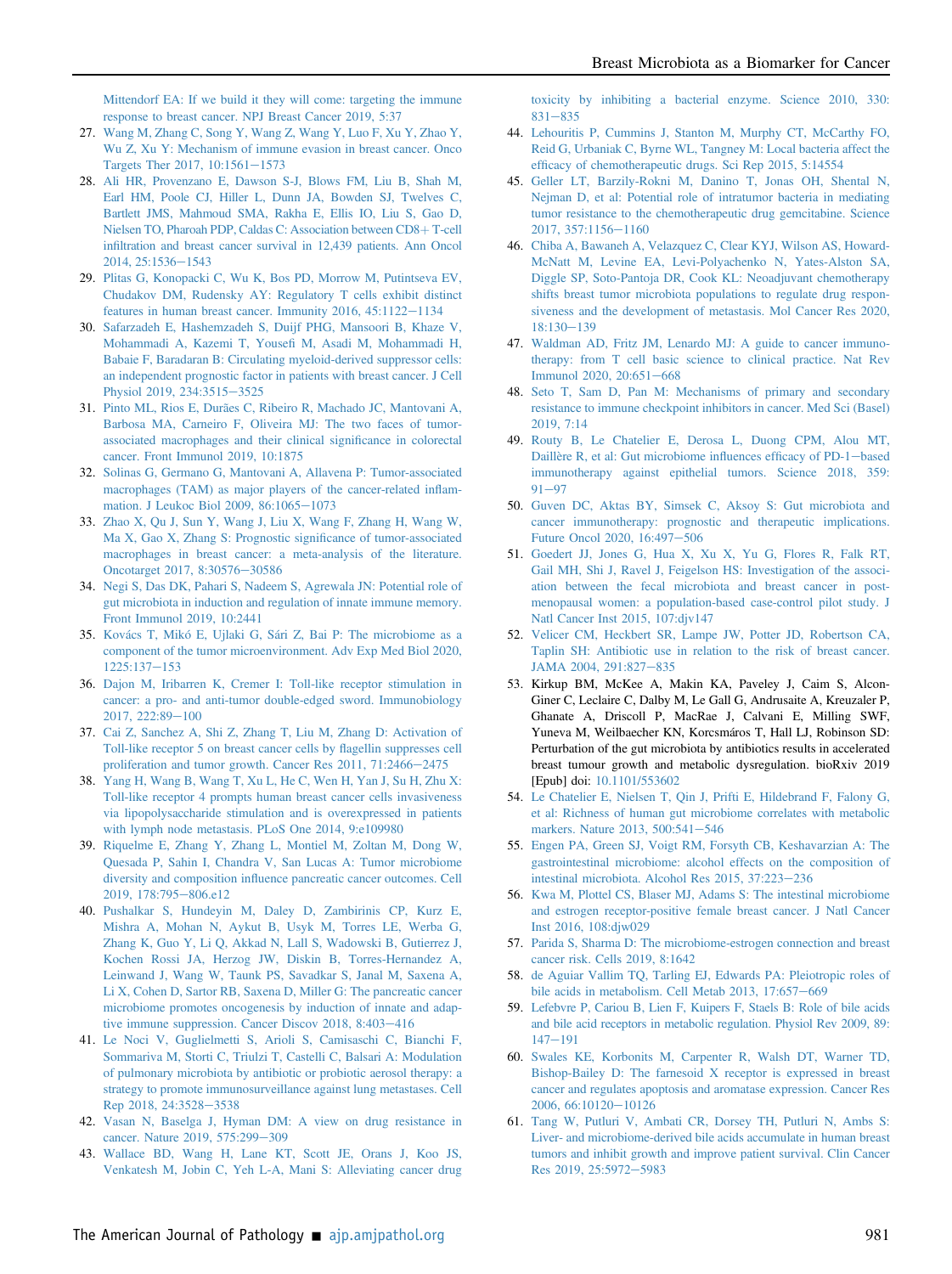Mittendorf EA: If we build it they will come: targeting the immune response to breast cancer. NPJ Breast Cancer 2019, 5:37

27. Wang M, Zhang C, Song Y, Wang Z, Wang Y, Luo F, Xu Y, Zhao Y, Wu Z, Xu Y: Mechanism of immune evasion in breast cancer. Onco Targets Ther 2017, 10:1561–1573
28. Ali HR, Provenzano E, Dawson S-J, Blows FM, Liu B, Shah M, Earl HM, Poole CJ, Hiller L, Dunn JA, Bowden SJ, Twelves C, Bartlett JMS, Mahmoud SMA, Rakha E, Ellis IO, Liu S, Gao D, Nielsen TO, Pharoah PDP, Caldas C: Association between CD8+ T-cell infiltration and breast cancer survival in 12,439 patients. Ann Oncol 2014, 25:1536–1543
29. Plitas G, Konopacki C, Wu K, Bos PD, Morrow M, Putintseva EV, Chudakov DM, Rudensky AY: Regulatory T cells exhibit distinct features in human breast cancer. Immunity 2016, 45:1122–1134
30. Safarzadeh E, Hashemzadeh S, Duijf PHG, Mansoori B, Khaze V, Mohammadi A, Kazemi T, Yousefi M, Asadi M, Mohammadi H, Babaie F, Baradaran B: Circulating myeloid-derived suppressor cells: an independent prognostic factor in patients with breast cancer. J Cell Physiol 2019, 234:3515–3525
31. Pinto ML, Rios E, Durães C, Ribeiro R, Machado JC, Mantovani A, Barbosa MA, Carneiro F, Oliveira MJ: The two faces of tumor-associated macrophages and their clinical significance in colorectal cancer. Front Immunol 2019, 10:1875
32. Solinas G, Germano G, Mantovani A, Allavena P: Tumor-associated macrophages (TAM) as major players of the cancer-related inflammation. J Leukoc Biol 2009, 86:1065–1073
33. Zhao X, Qu J, Sun Y, Wang J, Liu X, Wang F, Zhang H, Wang W, Ma X, Gao X, Zhang S: Prognostic significance of tumor-associated macrophages in breast cancer: a meta-analysis of the literature. Oncotarget 2017, 8:30576–30586
34. Negi S, Das DK, Pahari S, Nadeem S, Agrewala JN: Potential role of gut microbiota in induction and regulation of innate immune memory. Front Immunol 2019, 10:2441
35. Kovács T, Mikó E, Ujlaki G, Sári Z, Bai P: The microbiome as a component of the tumor microenvironment. Adv Exp Med Biol 2020, 1225:137–153
36. Dajon M, Iribarren K, Cremer I: Toll-like receptor stimulation in cancer: a pro- and anti-tumor double-edged sword. Immunobiology 2017, 222:89–100
37. Cai Z, Sanchez A, Shi Z, Zhang T, Liu M, Zhang D: Activation of Toll-like receptor 5 on breast cancer cells by flagellin suppresses cell proliferation and tumor growth. Cancer Res 2011, 71:2466–2475
38. Yang H, Wang B, Wang T, Xu L, He C, Wen H, Yan J, Su H, Zhu X: Toll-like receptor 4 prompts human breast cancer cells invasiveness via lipopolysaccharide stimulation and is overexpressed in patients with lymph node metastasis. PLoS One 2014, 9:e109980
39. Riquelme E, Zhang Y, Zhang L, Montiel M, Zoltan M, Dong W, Quesada P, Sahin I, Chandra V, San Lucas A: Tumor microbiome diversity and composition influence pancreatic cancer outcomes. Cell 2019, 178:795–806.e12
40. Pushalkar S, Hundeyin M, Daley D, Zambirinis CP, Kurz E, Mishra A, Mohan N, Aykut B, Usyk M, Torres LE, Werba G, Zhang K, Guo Y, Li Q, Akkad N, Lall S, Wadowski B, Gutierrez J, Kochen Rossi JA, Herzog JW, Diskin B, Torres-Hernandez A, Leinwand J, Wang W, Taunk PS, Savadkar S, Janal M, Saxena A, Li X, Cohen D, Sartor RB, Saxena D, Miller G: The pancreatic cancer microbiome promotes oncogenesis by induction of innate and adaptive immune suppression. Cancer Discov 2018, 8:403–416
41. Le Noci V, Guglielmetti S, Arioli S, Camisaschi C, Bianchi F, Sommariva M, Storti C, Triulzi T, Castelli C, Balsari A: Modulation of pulmonary microbiota by antibiotic or probiotic aerosol therapy: a strategy to promote immunosurveillance against lung metastases. Cell Rep 2018, 24:3528–3538
42. Vasan N, Baselga J, Hyman DM: A view on drug resistance in cancer. Nature 2019, 575:299–309
43. Wallace BD, Wang H, Lane KT, Scott JE, Orans J, Koo JS, Venkatesh M, Jobin C, Yeh L-A, Mani S: Alleviating cancer drug toxicity by inhibiting a bacterial enzyme. Science 2010, 330:831–835
44. Lehouritis P, Cummins J, Stanton M, Murphy CT, McCarthy FO, Reid G, Urbaniak C, Byrne WL, Tangney M: Local bacteria affect the efficacy of chemotherapeutic drugs. Sci Rep 2015, 5:14554
45. Geller LT, Barzily-Rokni M, Danino T, Jonas OH, Shental N, Nejman D, et al: Potential role of intratumor bacteria in mediating tumor resistance to the chemotherapeutic drug gemcitabine. Science 2017, 357:1156–1160
46. Chiba A, Bawaneh A, Velazquez C, Clear KYJ, Wilson AS, Howard-McNatt M, Levine EA, Levi-Polyachenko N, Yates-Alston SA, Diggle SP, Soto-Pantoja DR, Cook KL: Neoadjuvant chemotherapy shifts breast tumor microbiota populations to regulate drug responsiveness and the development of metastasis. Mol Cancer Res 2020, 18:130–139
47. Waldman AD, Fritz JM, Lenardo MJ: A guide to cancer immunotherapy: from T cell basic science to clinical practice. Nat Rev Immunol 2020, 20:651–668
48. Seto T, Sam D, Pan M: Mechanisms of primary and secondary resistance to immune checkpoint inhibitors in cancer. Med Sci (Basel) 2019, 7:14
49. Routy B, Le Chatelier E, Derosa L, Duong CPM, Alou MT, Daillère R, et al: Gut microbiome influences efficacy of PD-1–based immunotherapy against epithelial tumors. Science 2018, 359:91–97
50. Guven DC, Aktas BY, Simsek C, Aksoy S: Gut microbiota and cancer immunotherapy: prognostic and therapeutic implications. Future Oncol 2020, 16:497–506
51. Goedert JJ, Jones G, Hua X, Xu X, Yu G, Flores R, Falk RT, Gail MH, Shi J, Ravel J, Feigelson HS: Investigation of the association between the fecal microbiota and breast cancer in postmenopausal women: a population-based case-control pilot study. J Natl Cancer Inst 2015, 107:djv147
52. Velicer CM, Heckbert SR, Lampe JW, Potter JD, Robertson CA, Taplin SH: Antibiotic use in relation to the risk of breast cancer. JAMA 2004, 291:827–835
53. Kirkup BM, McKee A, Makin KA, Paveley J, Caim S, Alcon-Giner C, Leclaire C, Dalby M, Le Gall G, Andrusaite A, Kreuzaler P, Ghanate A, Driscoll P, MacRae J, Calvani E, Milling SWF, Yuneva M, Weilbaecher KN, Korcsmáros T, Hall LJ, Robinson SD: Perturbation of the gut microbiota by antibiotics results in accelerated breast tumour growth and metabolic dysregulation. bioRxiv 2019 [Epub] doi: 10.1101/553602
54. Le Chatelier E, Nielsen T, Qin J, Prifti E, Hildebrand F, Falony G, et al: Richness of human gut microbiome correlates with metabolic markers. Nature 2013, 500:541–546
55. Engen PA, Green SJ, Voigt RM, Forsyth CB, Keshavarzian A: The gastrointestinal microbiome: alcohol effects on the composition of intestinal microbiota. Alcohol Res 2015, 37:223–236
56. Kwa M, Plottel CS, Blaser MJ, Adams S: The intestinal microbiome and estrogen receptor-positive female breast cancer. J Natl Cancer Inst 2016, 108:djw029
57. Parida S, Sharma D: The microbiome-estrogen connection and breast cancer risk. Cells 2019, 8:1642
58. de Aguiar Vallim TQ, Tarling EJ, Edwards PA: Pleiotropic roles of bile acids in metabolism. Cell Metab 2013, 17:657–669
59. Lefebvre P, Cariou B, Lien F, Kuipers F, Staels B: Role of bile acids and bile acid receptors in metabolic regulation. Physiol Rev 2009, 89:147–191
60. Swales KE, Korbonits M, Carpenter R, Walsh DT, Warner TD, Bishop-Bailey D: The farnesoid X receptor is expressed in breast cancer and regulates apoptosis and aromatase expression. Cancer Res 2006, 66:10120–10126
61. Tang W, Putluri V, Ambati CR, Dorsey TH, Putluri N, Ambs S: Liver- and microbiome-derived bile acids accumulate in human breast tumors and inhibit growth and improve patient survival. Clin Cancer Res 2019, 25:5972–5983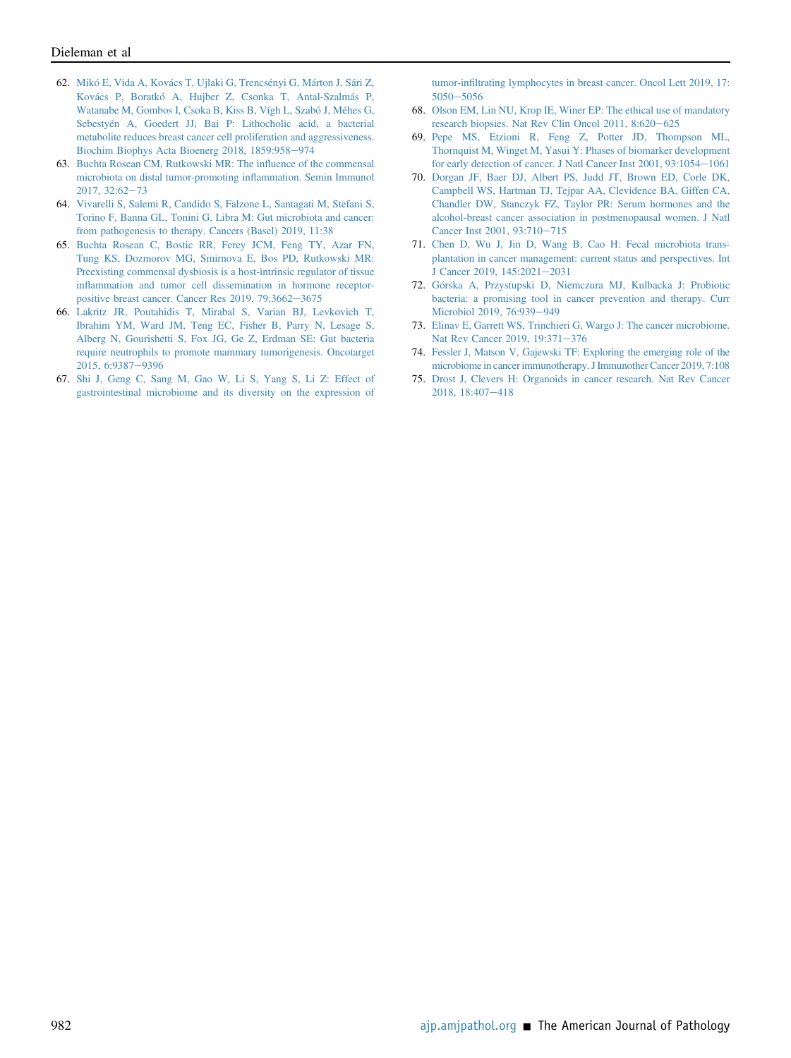62. Mikó E, Vida A, Kovács T, Ujlaki G, Trencsényi G, Márton J, Sári Z, Kovács P, Boratkó A, Hujber Z, Csonka T, Antal-Szalmás P, Watanabe M, Gombos I, Csoka B, Kiss B, Vígh L, Szabó J, Méhes G, Sebestyén A, Goedert JJ, Bai P: Lithocholic acid, a bacterial metabolite reduces breast cancer cell proliferation and aggressiveness. Biochim Biophys Acta Bioenerg 2018, 1859:958–974
63. Buchta Rosean CM, Rutkowski MR: The influence of the commensal microbiota on distal tumor-promoting inflammation. Semin Immunol 2017, 32:62–73
64. Vivarelli S, Salemi R, Candido S, Falzone L, Santagati M, Stefani S, Torino F, Banna GL, Tonini G, Libra M: Gut microbiota and cancer: from pathogenesis to therapy. Cancers (Basel) 2019, 11:38
65. Buchta Rosean C, Bostic RR, Ferey JCM, Feng TY, Azar FN, Tung KS, Dozmorov MG, Smirnova E, Bos PD, Rutkowski MR: Preexisting commensal dysbiosis is a host-intrinsic regulator of tissue inflammation and tumor cell dissemination in hormone receptor-positive breast cancer. Cancer Res 2019, 79:3662–3675
66. Lakritz JR, Poutahidis T, Mirabal S, Varian BJ, Levkovich T, Ibrahim YM, Ward JM, Teng EC, Fisher B, Parry N, Lesage S, Alberg N, Gourishetti S, Fox JG, Ge Z, Erdman SE: Gut bacteria require neutrophils to promote mammary tumorigenesis. Oncotarget 2015, 6:9387–9396
67. Shi J, Geng C, Sang M, Gao W, Li S, Yang S, Li Z: Effect of gastrointestinal microbiome and its diversity on the expression of tumor-infiltrating lymphocytes in breast cancer. Oncol Lett 2019, 17: 5050–5056
68. Olson EM, Lin NU, Krop IE, Winer EP: The ethical use of mandatory research biopsies. Nat Rev Clin Oncol 2011, 8:620–625
69. Pepe MS, Etzioni R, Feng Z, Potter JD, Thompson ML, Thornquist M, Winget M, Yasui Y: Phases of biomarker development for early detection of cancer. J Natl Cancer Inst 2001, 93:1054–1061
70. Dorgan JF, Baer DJ, Albert PS, Judd JT, Brown ED, Corle DK, Campbell WS, Hartman TJ, Tejpar AA, Clevidence BA, Giffen CA, Chandler DW, Stanczyk FZ, Taylor PR: Serum hormones and the alcohol-breast cancer association in postmenopausal women. J Natl Cancer Inst 2001, 93:710–715
71. Chen D, Wu J, Jin D, Wang B, Cao H: Fecal microbiota transplantation in cancer management: current status and perspectives. Int J Cancer 2019, 145:2021–2031
72. Górska A, Przystupski D, Niemczura MJ, Kulbacka J: Probiotic bacteria: a promising tool in cancer prevention and therapy. Curr Microbiol 2019, 76:939–949
73. Elinav E, Garrett WS, Trinchieri G, Wargo J: The cancer microbiome. Nat Rev Cancer 2019, 19:371–376
74. Fessler J, Matson V, Gajewski TF: Exploring the emerging role of the microbiome in cancer immunotherapy. J Immunother Cancer 2019, 7:108
75. Drost J, Clevers H: Organoids in cancer research. Nat Rev Cancer 2018, 18:407–418